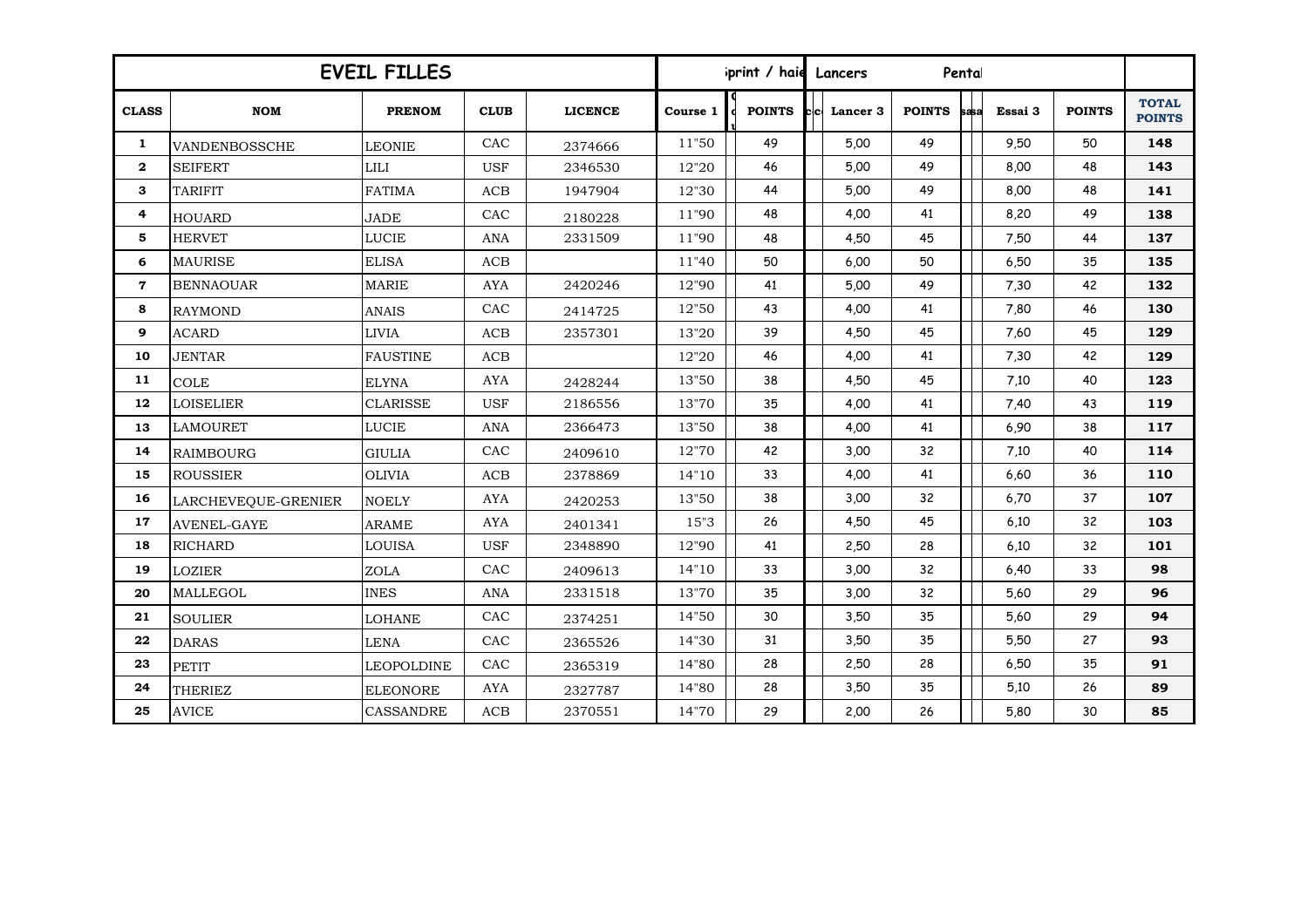| EVEIL FILLES | | | | | print / haie | | | Lancers | | | Pental | | |
|---|---|---|---|---|---|---|---|---|---|---|---|---|---|
| **CLASS** | **NOM** | **PRENOM** | **CLUB** | **LICENCE** | **Course 1** | | **POINTS** | | **Lancer 3** | **POINTS** | | **Essai 3** | **POINTS** | **TOTAL POINTS** |
| 1 | VANDENBOSSCHE | LEONIE | CAC | 2374666 | 11"50 | | 49 | | 5,00 | 49 | | 9,50 | 50 | **148** |
| 2 | SEIFERT | LILI | USF | 2346530 | 12"20 | | 46 | | 5,00 | 49 | | 8,00 | 48 | **143** |
| 3 | TARIFIT | FATIMA | ACB | 1947904 | 12"30 | | 44 | | 5,00 | 49 | | 8,00 | 48 | **141** |
| 4 | HOUARD | JADE | CAC | 2180228 | 11"90 | | 48 | | 4,00 | 41 | | 8,20 | 49 | **138** |
| 5 | HERVET | LUCIE | ANA | 2331509 | 11"90 | | 48 | | 4,50 | 45 | | 7,50 | 44 | **137** |
| 6 | MAURISE | ELISA | ACB | | 11"40 | | 50 | | 6,00 | 50 | | 6,50 | 35 | **135** |
| 7 | BENNAOUAR | MARIE | AYA | 2420246 | 12"90 | | 41 | | 5,00 | 49 | | 7,30 | 42 | **132** |
| 8 | RAYMOND | ANAIS | CAC | 2414725 | 12"50 | | 43 | | 4,00 | 41 | | 7,80 | 46 | **130** |
| 9 | ACARD | LIVIA | ACB | 2357301 | 13"20 | | 39 | | 4,50 | 45 | | 7,60 | 45 | **129** |
| 10 | JENTAR | FAUSTINE | ACB | | 12"20 | | 46 | | 4,00 | 41 | | 7,30 | 42 | **129** |
| 11 | COLE | ELYNA | AYA | 2428244 | 13"50 | | 38 | | 4,50 | 45 | | 7,10 | 40 | **123** |
| 12 | LOISELIER | CLARISSE | USF | 2186556 | 13"70 | | 35 | | 4,00 | 41 | | 7,40 | 43 | **119** |
| 13 | LAMOURET | LUCIE | ANA | 2366473 | 13"50 | | 38 | | 4,00 | 41 | | 6,90 | 38 | **117** |
| 14 | RAIMBOURG | GIULIA | CAC | 2409610 | 12"70 | | 42 | | 3,00 | 32 | | 7,10 | 40 | **114** |
| 15 | ROUSSIER | OLIVIA | ACB | 2378869 | 14"10 | | 33 | | 4,00 | 41 | | 6,60 | 36 | **110** |
| 16 | LARCHEVEQUE-GRENIER | NOELY | AYA | 2420253 | 13"50 | | 38 | | 3,00 | 32 | | 6,70 | 37 | **107** |
| 17 | AVENEL-GAYE | ARAME | AYA | 2401341 | 15"3 | | 26 | | 4,50 | 45 | | 6,10 | 32 | **103** |
| 18 | RICHARD | LOUISA | USF | 2348890 | 12"90 | | 41 | | 2,50 | 28 | | 6,10 | 32 | **101** |
| 19 | LOZIER | ZOLA | CAC | 2409613 | 14"10 | | 33 | | 3,00 | 32 | | 6,40 | 33 | **98** |
| 20 | MALLEGOL | INES | ANA | 2331518 | 13"70 | | 35 | | 3,00 | 32 | | 5,60 | 29 | **96** |
| 21 | SOULIER | LOHANE | CAC | 2374251 | 14"50 | | 30 | | 3,50 | 35 | | 5,60 | 29 | **94** |
| 22 | DARAS | LENA | CAC | 2365526 | 14"30 | | 31 | | 3,50 | 35 | | 5,50 | 27 | **93** |
| 23 | PETIT | LEOPOLDINE | CAC | 2365319 | 14"80 | | 28 | | 2,50 | 28 | | 6,50 | 35 | **91** |
| 24 | THERIEZ | ELEONORE | AYA | 2327787 | 14"80 | | 28 | | 3,50 | 35 | | 5,10 | 26 | **89** |
| 25 | AVICE | CASSANDRE | ACB | 2370551 | 14"70 | | 29 | | 2,00 | 26 | | 5,80 | 30 | **85** |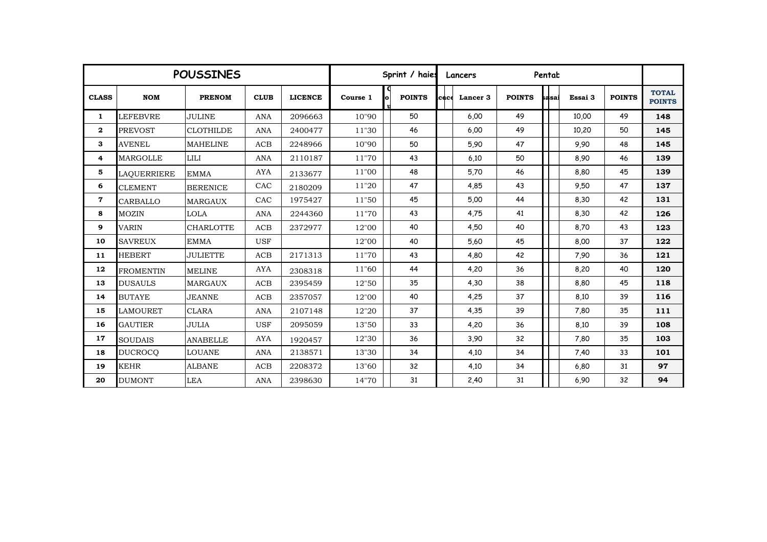| POUSSINES | | | | | Sprint / haies | | | Lancers | | | Pentab | | | | |
|---|---|---|---|---|---|---|---|---|---|---|---|---|---|---|---|
| **CLASS** | **NOM** | **PRENOM** | **CLUB** | **LICENCE** | **Course 1** | **Cou** | **POINTS** | **ccce** | **Lancer 3** | **POINTS** | **Essai** | **Essai** | **Essai 3** | **POINTS** | **TOTAL POINTS** |
| 1 | LEFEBVRE | JULINE | ANA | 2096663 | 10"90 | | 50 | | 6,00 | 49 | | | 10,00 | 49 | **148** |
| 2 | PREVOST | CLOTHILDE | ANA | 2400477 | 11"30 | | 46 | | 6,00 | 49 | | | 10,20 | 50 | **145** |
| 3 | AVENEL | MAHELINE | ACB | 2248966 | 10"90 | | 50 | | 5,90 | 47 | | | 9,90 | 48 | **145** |
| 4 | MARGOLLE | LILI | ANA | 2110187 | 11"70 | | 43 | | 6,10 | 50 | | | 8,90 | 46 | **139** |
| 5 | LAQUERRIERE | EMMA | AYA | 2133677 | 11"00 | | 48 | | 5,70 | 46 | | | 8,80 | 45 | **139** |
| 6 | CLEMENT | BERENICE | CAC | 2180209 | 11"20 | | 47 | | 4,85 | 43 | | | 9,50 | 47 | **137** |
| 7 | CARBALLO | MARGAUX | CAC | 1975427 | 11"50 | | 45 | | 5,00 | 44 | | | 8,30 | 42 | **131** |
| 8 | MOZIN | LOLA | ANA | 2244360 | 11"70 | | 43 | | 4,75 | 41 | | | 8,30 | 42 | **126** |
| 9 | VARIN | CHARLOTTE | ACB | 2372977 | 12"00 | | 40 | | 4,50 | 40 | | | 8,70 | 43 | **123** |
| 10 | SAVREUX | EMMA | USF | | 12"00 | | 40 | | 5,60 | 45 | | | 8,00 | 37 | **122** |
| 11 | HEBERT | JULIETTE | ACB | 2171313 | 11"70 | | 43 | | 4,80 | 42 | | | 7,90 | 36 | **121** |
| 12 | FROMENTIN | MELINE | AYA | 2308318 | 11"60 | | 44 | | 4,20 | 36 | | | 8,20 | 40 | **120** |
| 13 | DUSAULS | MARGAUX | ACB | 2395459 | 12"50 | | 35 | | 4,30 | 38 | | | 8,80 | 45 | **118** |
| 14 | BUTAYE | JEANNE | ACB | 2357057 | 12"00 | | 40 | | 4,25 | 37 | | | 8,10 | 39 | **116** |
| 15 | LAMOURET | CLARA | ANA | 2107148 | 12"20 | | 37 | | 4,35 | 39 | | | 7,80 | 35 | **111** |
| 16 | GAUTIER | JULIA | USF | 2095059 | 13"50 | | 33 | | 4,20 | 36 | | | 8,10 | 39 | **108** |
| 17 | SOUDAIS | ANABELLE | AYA | 1920457 | 12"30 | | 36 | | 3,90 | 32 | | | 7,80 | 35 | **103** |
| 18 | DUCROCQ | LOUANE | ANA | 2138571 | 13"30 | | 34 | | 4,10 | 34 | | | 7,40 | 33 | **101** |
| 19 | KEHR | ALBANE | ACB | 2208372 | 13"60 | | 32 | | 4,10 | 34 | | | 6,80 | 31 | **97** |
| 20 | DUMONT | LEA | ANA | 2398630 | 14"70 | | 31 | | 2,40 | 31 | | | 6,90 | 32 | **94** |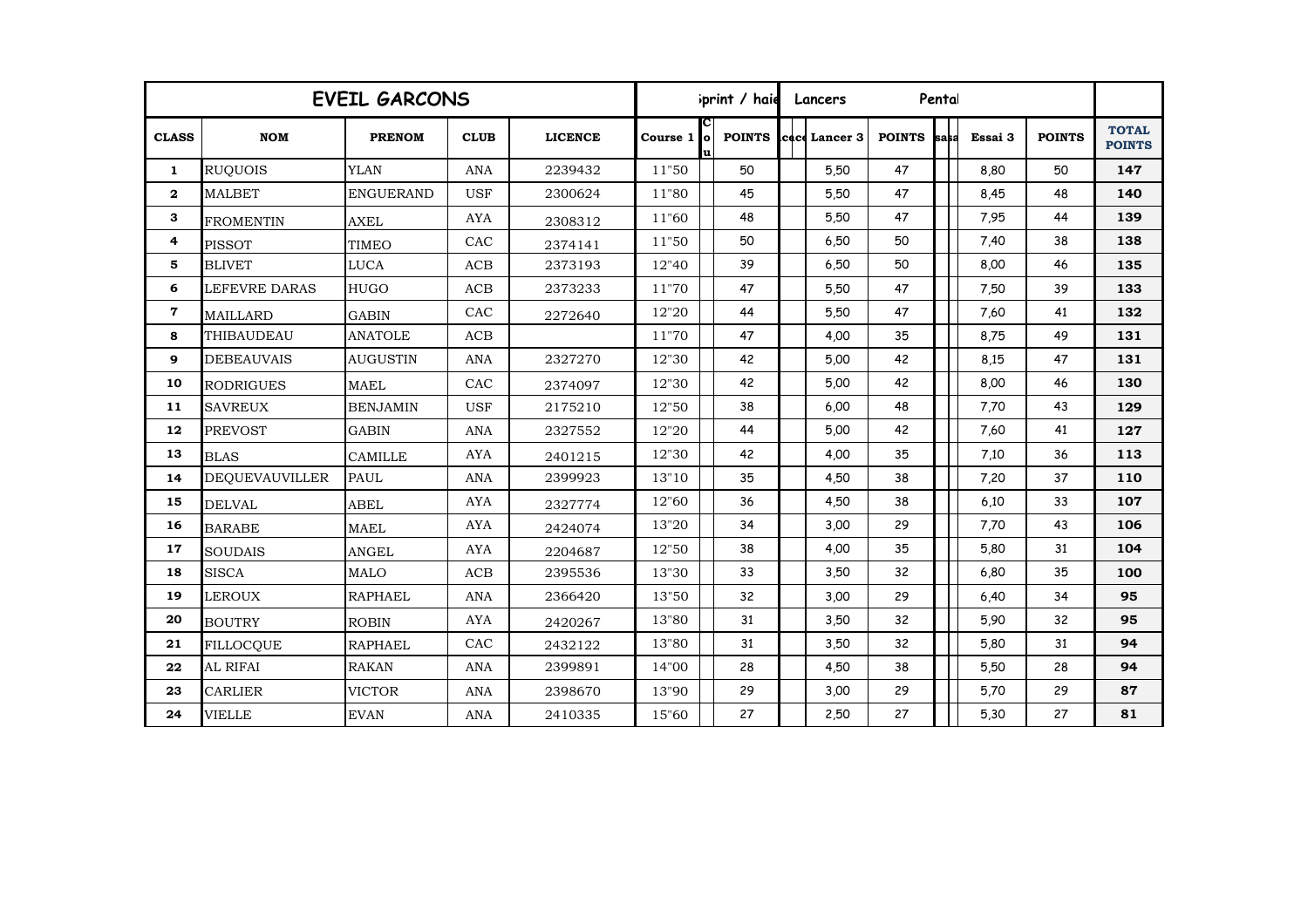| EVEIL GARCONS | | | | | sprint / haie | | | Lancers | | Pental | | | | |
|---|---|---|---|---|---|---|---|---|---|---|---|---|---|---|
| **CLASS** | **NOM** | **PRENOM** | **CLUB** | **LICENCE** | **Course 1** | **Cou** | **POINTS** | **cacc** | **Lancer 3** | **POINTS** | **sasa** | **Essai 3** | **POINTS** | **TOTAL POINTS** |
| **1** | RUQUOIS | YLAN | ANA | 2239432 | 11"50 | | 50 | | 5,50 | 47 | | 8,80 | 50 | **147** |
| **2** | MALBET | ENGUERAND | USF | 2300624 | 11"80 | | 45 | | 5,50 | 47 | | 8,45 | 48 | **140** |
| **3** | FROMENTIN | AXEL | AYA | 2308312 | 11"60 | | 48 | | 5,50 | 47 | | 7,95 | 44 | **139** |
| **4** | PISSOT | TIMEO | CAC | 2374141 | 11"50 | | 50 | | 6,50 | 50 | | 7,40 | 38 | **138** |
| **5** | BLIVET | LUCA | ACB | 2373193 | 12"40 | | 39 | | 6,50 | 50 | | 8,00 | 46 | **135** |
| **6** | LEFEVRE DARAS | HUGO | ACB | 2373233 | 11"70 | | 47 | | 5,50 | 47 | | 7,50 | 39 | **133** |
| **7** | MAILLARD | GABIN | CAC | 2272640 | 12"20 | | 44 | | 5,50 | 47 | | 7,60 | 41 | **132** |
| **8** | THIBAUDEAU | ANATOLE | ACB | | 11"70 | | 47 | | 4,00 | 35 | | 8,75 | 49 | **131** |
| **9** | DEBEAUVAIS | AUGUSTIN | ANA | 2327270 | 12"30 | | 42 | | 5,00 | 42 | | 8,15 | 47 | **131** |
| **10** | RODRIGUES | MAEL | CAC | 2374097 | 12"30 | | 42 | | 5,00 | 42 | | 8,00 | 46 | **130** |
| **11** | SAVREUX | BENJAMIN | USF | 2175210 | 12"50 | | 38 | | 6,00 | 48 | | 7,70 | 43 | **129** |
| **12** | PREVOST | GABIN | ANA | 2327552 | 12"20 | | 44 | | 5,00 | 42 | | 7,60 | 41 | **127** |
| **13** | BLAS | CAMILLE | AYA | 2401215 | 12"30 | | 42 | | 4,00 | 35 | | 7,10 | 36 | **113** |
| **14** | DEQUEVAUVILLER | PAUL | ANA | 2399923 | 13"10 | | 35 | | 4,50 | 38 | | 7,20 | 37 | **110** |
| **15** | DELVAL | ABEL | AYA | 2327774 | 12"60 | | 36 | | 4,50 | 38 | | 6,10 | 33 | **107** |
| **16** | BARABE | MAEL | AYA | 2424074 | 13"20 | | 34 | | 3,00 | 29 | | 7,70 | 43 | **106** |
| **17** | SOUDAIS | ANGEL | AYA | 2204687 | 12"50 | | 38 | | 4,00 | 35 | | 5,80 | 31 | **104** |
| **18** | SISCA | MALO | ACB | 2395536 | 13"30 | | 33 | | 3,50 | 32 | | 6,80 | 35 | **100** |
| **19** | LEROUX | RAPHAEL | ANA | 2366420 | 13"50 | | 32 | | 3,00 | 29 | | 6,40 | 34 | **95** |
| **20** | BOUTRY | ROBIN | AYA | 2420267 | 13"80 | | 31 | | 3,50 | 32 | | 5,90 | 32 | **95** |
| **21** | FILLOCQUE | RAPHAEL | CAC | 2432122 | 13"80 | | 31 | | 3,50 | 32 | | 5,80 | 31 | **94** |
| **22** | AL RIFAI | RAKAN | ANA | 2399891 | 14"00 | | 28 | | 4,50 | 38 | | 5,50 | 28 | **94** |
| **23** | CARLIER | VICTOR | ANA | 2398670 | 13"90 | | 29 | | 3,00 | 29 | | 5,70 | 29 | **87** |
| **24** | VIELLE | EVAN | ANA | 2410335 | 15"60 | | 27 | | 2,50 | 27 | | 5,30 | 27 | **81** |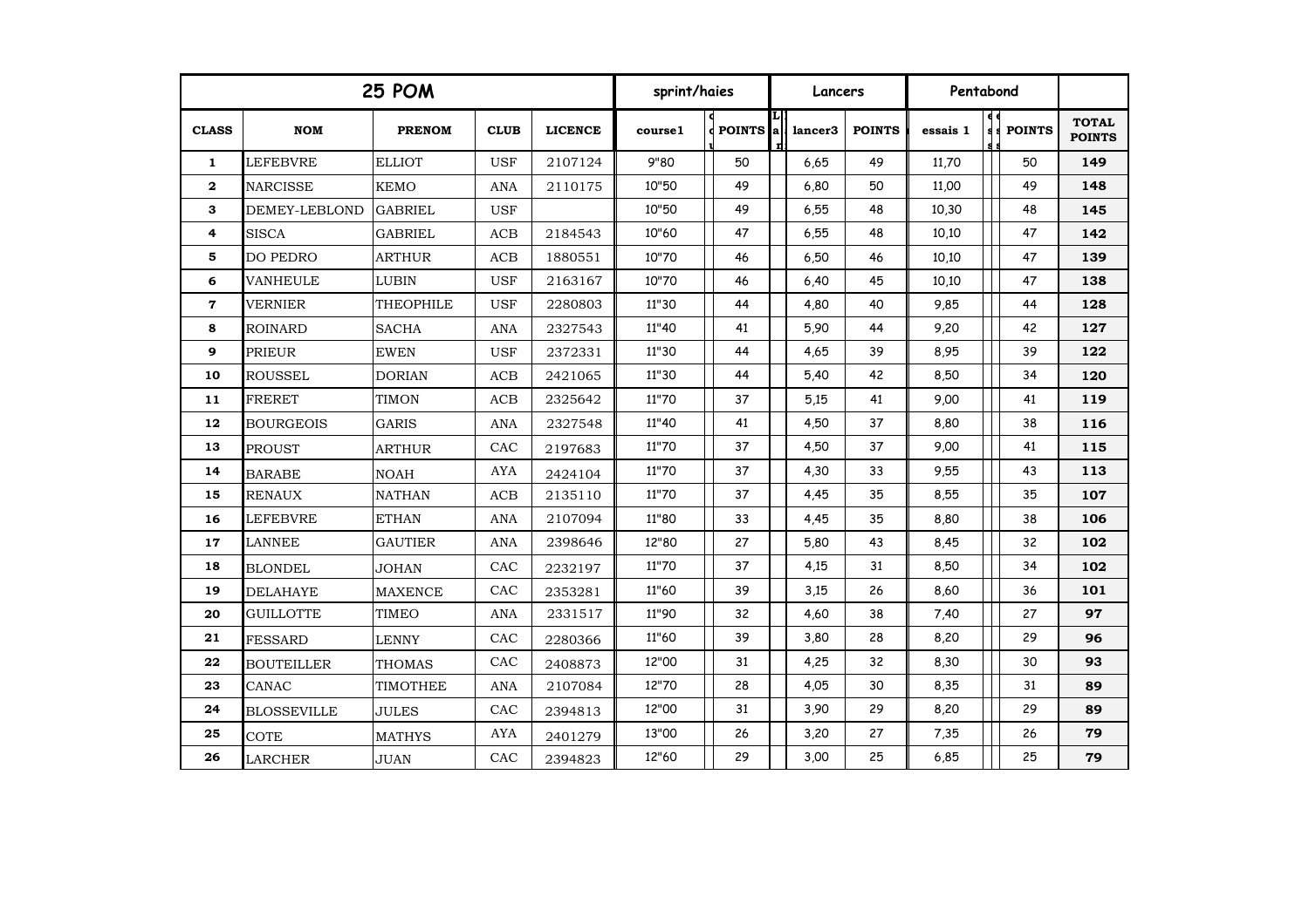| 25 POM | | | | | sprint/haies | | Lancers | | Pentabond | | |
|---|---|---|---|---|---|---|---|---|---|---|---|
| **CLASS** | **NOM** | **PRENOM** | **CLUB** | **LICENCE** | **course1** | **POINTS** | **lancer3** | **POINTS** | **essais 1** | **POINTS** | **TOTAL POINTS** |
| 1 | LEFEBVRE | ELLIOT | USF | 2107124 | 9"80 | 50 | 6,65 | 49 | 11,70 | 50 | **149** |
| 2 | NARCISSE | KEMO | ANA | 2110175 | 10"50 | 49 | 6,80 | 50 | 11,00 | 49 | **148** |
| 3 | DEMEY-LEBLOND | GABRIEL | USF | | 10"50 | 49 | 6,55 | 48 | 10,30 | 48 | **145** |
| 4 | SISCA | GABRIEL | ACB | 2184543 | 10"60 | 47 | 6,55 | 48 | 10,10 | 47 | **142** |
| 5 | DO PEDRO | ARTHUR | ACB | 1880551 | 10"70 | 46 | 6,50 | 46 | 10,10 | 47 | **139** |
| 6 | VANHEULE | LUBIN | USF | 2163167 | 10"70 | 46 | 6,40 | 45 | 10,10 | 47 | **138** |
| 7 | VERNIER | THEOPHILE | USF | 2280803 | 11"30 | 44 | 4,80 | 40 | 9,85 | 44 | **128** |
| 8 | ROINARD | SACHA | ANA | 2327543 | 11"40 | 41 | 5,90 | 44 | 9,20 | 42 | **127** |
| 9 | PRIEUR | EWEN | USF | 2372331 | 11"30 | 44 | 4,65 | 39 | 8,95 | 39 | **122** |
| 10 | ROUSSEL | DORIAN | ACB | 2421065 | 11"30 | 44 | 5,40 | 42 | 8,50 | 34 | **120** |
| 11 | FRERET | TIMON | ACB | 2325642 | 11"70 | 37 | 5,15 | 41 | 9,00 | 41 | **119** |
| 12 | BOURGEOIS | GARIS | ANA | 2327548 | 11"40 | 41 | 4,50 | 37 | 8,80 | 38 | **116** |
| 13 | PROUST | ARTHUR | CAC | 2197683 | 11"70 | 37 | 4,50 | 37 | 9,00 | 41 | **115** |
| 14 | BARABE | NOAH | AYA | 2424104 | 11"70 | 37 | 4,30 | 33 | 9,55 | 43 | **113** |
| 15 | RENAUX | NATHAN | ACB | 2135110 | 11"70 | 37 | 4,45 | 35 | 8,55 | 35 | **107** |
| 16 | LEFEBVRE | ETHAN | ANA | 2107094 | 11"80 | 33 | 4,45 | 35 | 8,80 | 38 | **106** |
| 17 | LANNEE | GAUTIER | ANA | 2398646 | 12"80 | 27 | 5,80 | 43 | 8,45 | 32 | **102** |
| 18 | BLONDEL | JOHAN | CAC | 2232197 | 11"70 | 37 | 4,15 | 31 | 8,50 | 34 | **102** |
| 19 | DELAHAYE | MAXENCE | CAC | 2353281 | 11"60 | 39 | 3,15 | 26 | 8,60 | 36 | **101** |
| 20 | GUILLOTTE | TIMEO | ANA | 2331517 | 11"90 | 32 | 4,60 | 38 | 7,40 | 27 | **97** |
| 21 | FESSARD | LENNY | CAC | 2280366 | 11"60 | 39 | 3,80 | 28 | 8,20 | 29 | **96** |
| 22 | BOUTEILLER | THOMAS | CAC | 2408873 | 12"00 | 31 | 4,25 | 32 | 8,30 | 30 | **93** |
| 23 | CANAC | TIMOTHEE | ANA | 2107084 | 12"70 | 28 | 4,05 | 30 | 8,35 | 31 | **89** |
| 24 | BLOSSEVILLE | JULES | CAC | 2394813 | 12"00 | 31 | 3,90 | 29 | 8,20 | 29 | **89** |
| 25 | COTE | MATHYS | AYA | 2401279 | 13"00 | 26 | 3,20 | 27 | 7,35 | 26 | **79** |
| 26 | LARCHER | JUAN | CAC | 2394823 | 12"60 | 29 | 3,00 | 25 | 6,85 | 25 | **79** |